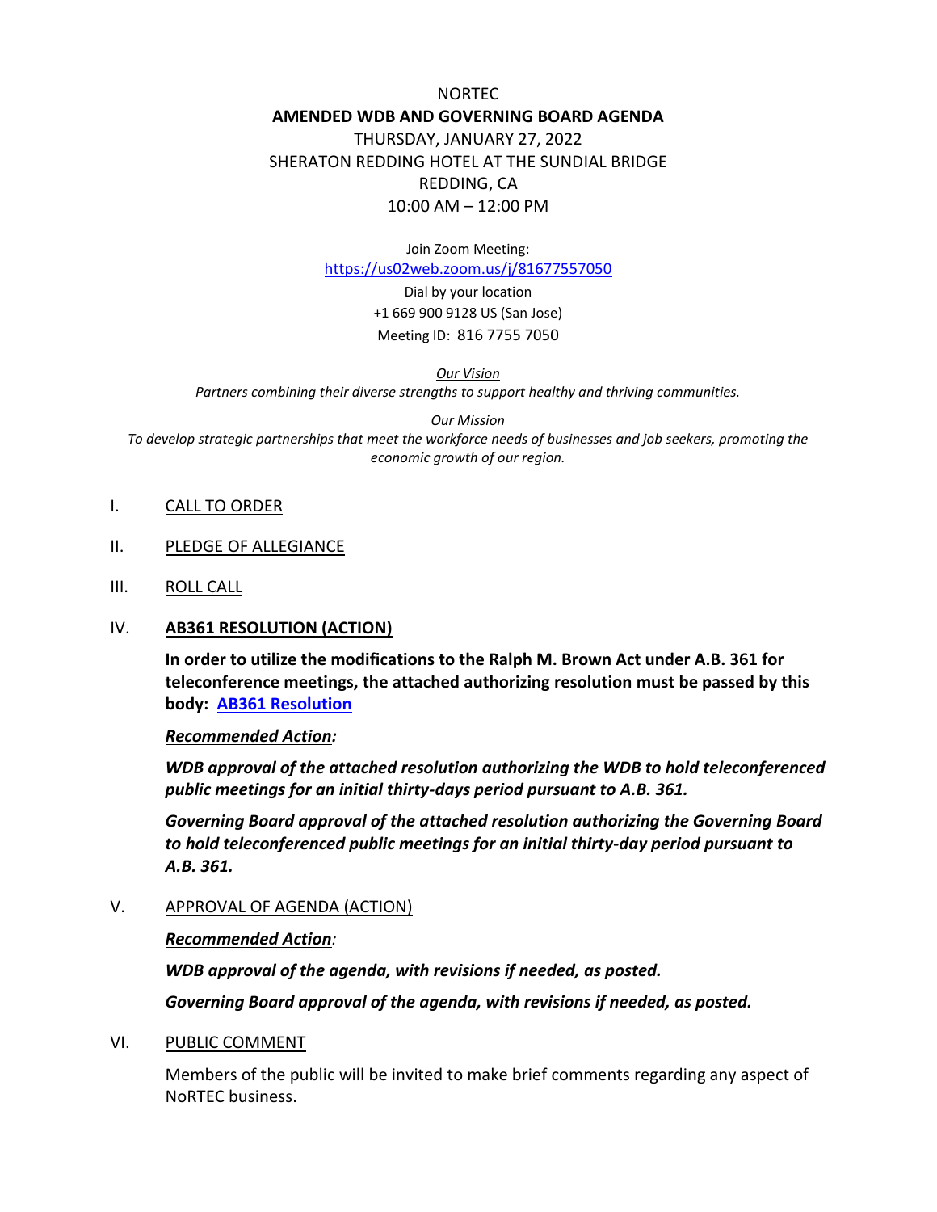NORTEC

**AMENDED WDB AND GOVERNING BOARD AGENDA**

THURSDAY, JANUARY 27, 2022

SHERATON REDDING HOTEL AT THE SUNDIAL BRIDGE

REDDING, CA

10:00 AM – 12:00 PM

Join Zoom Meeting:

[https://us02web.zoom.us/j/81677557050](https://us02web.zoom.us/j/81677557050)

Dial by your location

+1 669 900 9128 US (San Jose)

Meeting ID: 816 7755 7050

*Our Vision*

*Partners combining their diverse strengths to support healthy and thriving communities.*

*Our Mission*

*To develop strategic partnerships that meet the workforce needs of businesses and job seekers, promoting the economic growth of our region.*

I. CALL TO ORDER

II. PLEDGE OF ALLEGIANCE

III. ROLL CALL

IV. **AB361 RESOLUTION (ACTION)**

**In order to utilize the modifications to the Ralph M. Brown Act under A.B. 361 for teleconference meetings, the attached authorizing resolution must be passed by this body: AB361 Resolution**

***Recommended Action:***

***WDB approval of the attached resolution authorizing the WDB to hold teleconferenced public meetings for an initial thirty-days period pursuant to A.B. 361.***

***Governing Board approval of the attached resolution authorizing the Governing Board to hold teleconferenced public meetings for an initial thirty-day period pursuant to A.B. 361.***

V. APPROVAL OF AGENDA (ACTION)

***Recommended Action:***

***WDB approval of the agenda, with revisions if needed, as posted.***

***Governing Board approval of the agenda, with revisions if needed, as posted.***

VI. PUBLIC COMMENT

Members of the public will be invited to make brief comments regarding any aspect of NoRTEC business.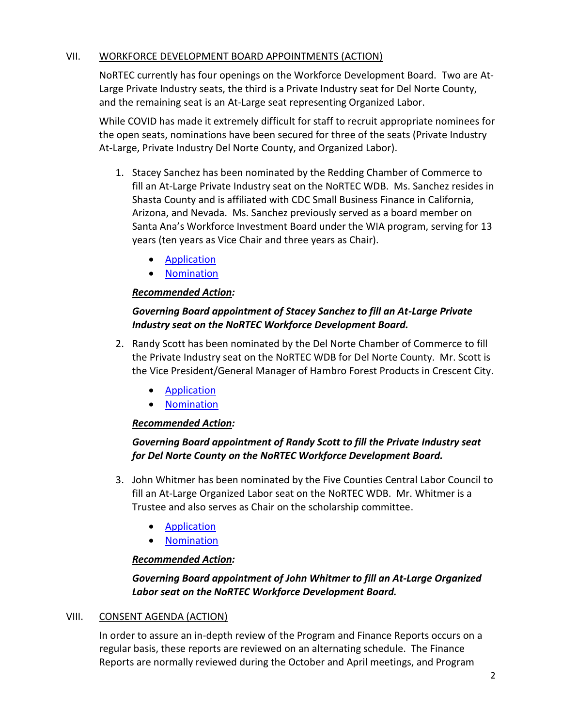## VII. WORKFORCE DEVELOPMENT BOARD APPOINTMENTS (ACTION)

NoRTEC currently has four openings on the Workforce Development Board. Two are At-Large Private Industry seats, the third is a Private Industry seat for Del Norte County, and the remaining seat is an At-Large seat representing Organized Labor.

While COVID has made it extremely difficult for staff to recruit appropriate nominees for the open seats, nominations have been secured for three of the seats (Private Industry At-Large, Private Industry Del Norte County, and Organized Labor).

1. Stacey Sanchez has been nominated by the Redding Chamber of Commerce to fill an At-Large Private Industry seat on the NoRTEC WDB. Ms. Sanchez resides in Shasta County and is affiliated with CDC Small Business Finance in California, Arizona, and Nevada. Ms. Sanchez previously served as a board member on Santa Ana's Workforce Investment Board under the WIA program, serving for 13 years (ten years as Vice Chair and three years as Chair).

   - Application
   - Nomination

   ***Recommended Action:***

   ***Governing Board appointment of Stacey Sanchez to fill an At-Large Private Industry seat on the NoRTEC Workforce Development Board.***

2. Randy Scott has been nominated by the Del Norte Chamber of Commerce to fill the Private Industry seat on the NoRTEC WDB for Del Norte County. Mr. Scott is the Vice President/General Manager of Hambro Forest Products in Crescent City.

   - Application
   - Nomination

   ***Recommended Action:***

   ***Governing Board appointment of Randy Scott to fill the Private Industry seat for Del Norte County on the NoRTEC Workforce Development Board.***

3. John Whitmer has been nominated by the Five Counties Central Labor Council to fill an At-Large Organized Labor seat on the NoRTEC WDB. Mr. Whitmer is a Trustee and also serves as Chair on the scholarship committee.

   - Application
   - Nomination

   ***Recommended Action:***

   ***Governing Board appointment of John Whitmer to fill an At-Large Organized Labor seat on the NoRTEC Workforce Development Board.***

## VIII. CONSENT AGENDA (ACTION)

In order to assure an in-depth review of the Program and Finance Reports occurs on a regular basis, these reports are reviewed on an alternating schedule. The Finance Reports are normally reviewed during the October and April meetings, and Program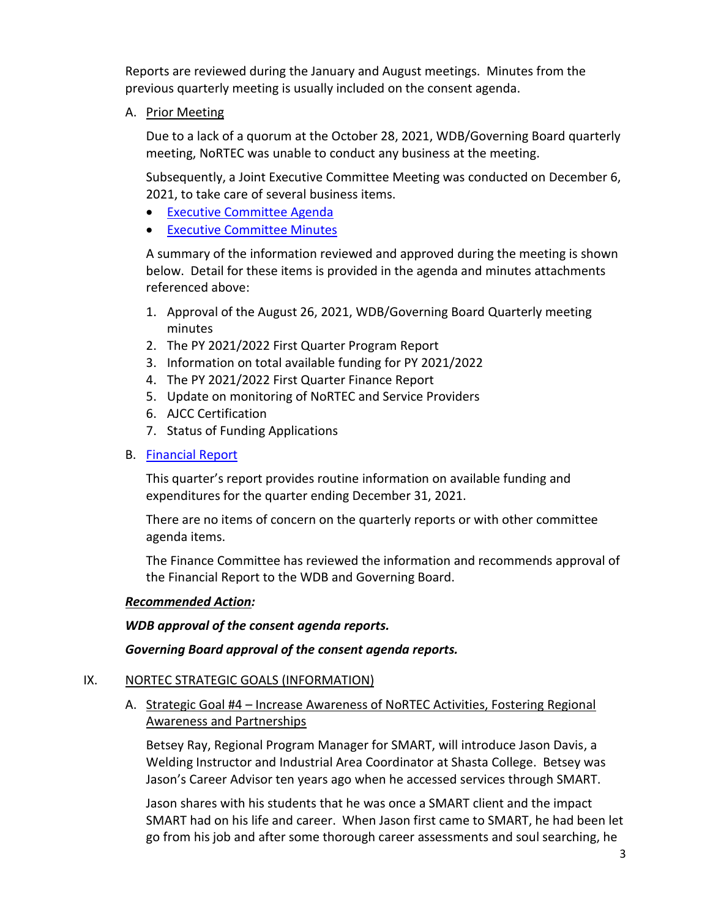Reports are reviewed during the January and August meetings. Minutes from the previous quarterly meeting is usually included on the consent agenda.

A. Prior Meeting

Due to a lack of a quorum at the October 28, 2021, WDB/Governing Board quarterly meeting, NoRTEC was unable to conduct any business at the meeting.

Subsequently, a Joint Executive Committee Meeting was conducted on December 6, 2021, to take care of several business items.

- Executive Committee Agenda
- Executive Committee Minutes

A summary of the information reviewed and approved during the meeting is shown below. Detail for these items is provided in the agenda and minutes attachments referenced above:

1. Approval of the August 26, 2021, WDB/Governing Board Quarterly meeting minutes
2. The PY 2021/2022 First Quarter Program Report
3. Information on total available funding for PY 2021/2022
4. The PY 2021/2022 First Quarter Finance Report
5. Update on monitoring of NoRTEC and Service Providers
6. AJCC Certification
7. Status of Funding Applications

B. Financial Report

This quarter's report provides routine information on available funding and expenditures for the quarter ending December 31, 2021.

There are no items of concern on the quarterly reports or with other committee agenda items.

The Finance Committee has reviewed the information and recommends approval of the Financial Report to the WDB and Governing Board.

***Recommended Action:***

***WDB approval of the consent agenda reports.***

***Governing Board approval of the consent agenda reports.***

## IX. NORTEC STRATEGIC GOALS (INFORMATION)

A. Strategic Goal #4 – Increase Awareness of NoRTEC Activities, Fostering Regional Awareness and Partnerships

Betsey Ray, Regional Program Manager for SMART, will introduce Jason Davis, a Welding Instructor and Industrial Area Coordinator at Shasta College. Betsey was Jason's Career Advisor ten years ago when he accessed services through SMART.

Jason shares with his students that he was once a SMART client and the impact SMART had on his life and career. When Jason first came to SMART, he had been let go from his job and after some thorough career assessments and soul searching, he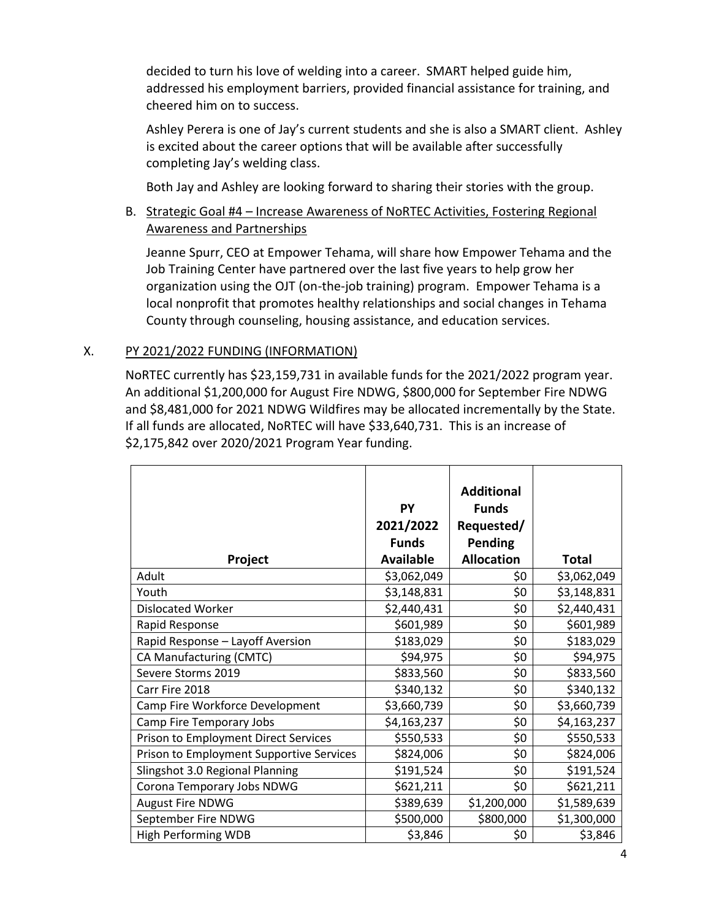decided to turn his love of welding into a career. SMART helped guide him, addressed his employment barriers, provided financial assistance for training, and cheered him on to success.

Ashley Perera is one of Jay's current students and she is also a SMART client. Ashley is excited about the career options that will be available after successfully completing Jay's welding class.

Both Jay and Ashley are looking forward to sharing their stories with the group.

B. Strategic Goal #4 – Increase Awareness of NoRTEC Activities, Fostering Regional Awareness and Partnerships

Jeanne Spurr, CEO at Empower Tehama, will share how Empower Tehama and the Job Training Center have partnered over the last five years to help grow her organization using the OJT (on-the-job training) program. Empower Tehama is a local nonprofit that promotes healthy relationships and social changes in Tehama County through counseling, housing assistance, and education services.

## X. PY 2021/2022 FUNDING (INFORMATION)

NoRTEC currently has $23,159,731 in available funds for the 2021/2022 program year. An additional $1,200,000 for August Fire NDWG, $800,000 for September Fire NDWG and $8,481,000 for 2021 NDWG Wildfires may be allocated incrementally by the State. If all funds are allocated, NoRTEC will have $33,640,731. This is an increase of $2,175,842 over 2020/2021 Program Year funding.

| Project | PY 2021/2022 Funds Available | Additional Funds Requested/ Pending Allocation | Total |
|---|---|---|---|
| Adult | $3,062,049 | $0 | $3,062,049 |
| Youth | $3,148,831 | $0 | $3,148,831 |
| Dislocated Worker | $2,440,431 | $0 | $2,440,431 |
| Rapid Response | $601,989 | $0 | $601,989 |
| Rapid Response – Layoff Aversion | $183,029 | $0 | $183,029 |
| CA Manufacturing (CMTC) | $94,975 | $0 | $94,975 |
| Severe Storms 2019 | $833,560 | $0 | $833,560 |
| Carr Fire 2018 | $340,132 | $0 | $340,132 |
| Camp Fire Workforce Development | $3,660,739 | $0 | $3,660,739 |
| Camp Fire Temporary Jobs | $4,163,237 | $0 | $4,163,237 |
| Prison to Employment Direct Services | $550,533 | $0 | $550,533 |
| Prison to Employment Supportive Services | $824,006 | $0 | $824,006 |
| Slingshot 3.0 Regional Planning | $191,524 | $0 | $191,524 |
| Corona Temporary Jobs NDWG | $621,211 | $0 | $621,211 |
| August Fire NDWG | $389,639 | $1,200,000 | $1,589,639 |
| September Fire NDWG | $500,000 | $800,000 | $1,300,000 |
| High Performing WDB | $3,846 | $0 | $3,846 |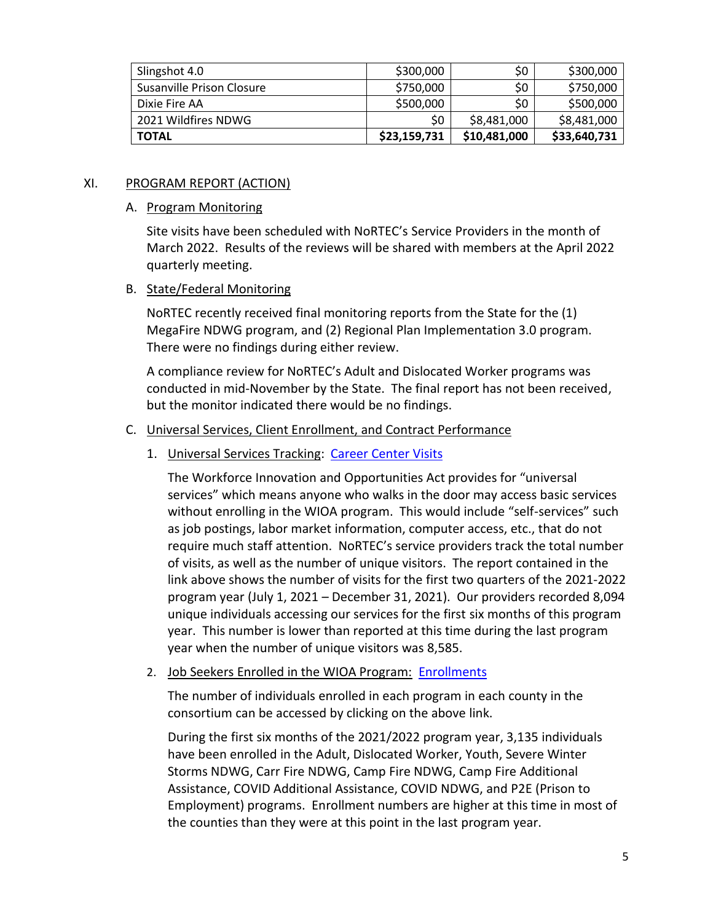| Slingshot 4.0 | $300,000 | $0 | $300,000 |
|---|---|---|---|
| Susanville Prison Closure | $750,000 | $0 | $750,000 |
| Dixie Fire AA | $500,000 | $0 | $500,000 |
| 2021 Wildfires NDWG | $0 | $8,481,000 | $8,481,000 |
| **TOTAL** | **$23,159,731** | **$10,481,000** | **$33,640,731** |

## XI. PROGRAM REPORT (ACTION)

### A. Program Monitoring

Site visits have been scheduled with NoRTEC's Service Providers in the month of March 2022. Results of the reviews will be shared with members at the April 2022 quarterly meeting.

### B. State/Federal Monitoring

NoRTEC recently received final monitoring reports from the State for the (1) MegaFire NDWG program, and (2) Regional Plan Implementation 3.0 program. There were no findings during either review.

A compliance review for NoRTEC's Adult and Dislocated Worker programs was conducted in mid-November by the State. The final report has not been received, but the monitor indicated there would be no findings.

### C. Universal Services, Client Enrollment, and Contract Performance

1. Universal Services Tracking: Career Center Visits

   The Workforce Innovation and Opportunities Act provides for "universal services" which means anyone who walks in the door may access basic services without enrolling in the WIOA program. This would include "self-services" such as job postings, labor market information, computer access, etc., that do not require much staff attention. NoRTEC's service providers track the total number of visits, as well as the number of unique visitors. The report contained in the link above shows the number of visits for the first two quarters of the 2021-2022 program year (July 1, 2021 – December 31, 2021). Our providers recorded 8,094 unique individuals accessing our services for the first six months of this program year. This number is lower than reported at this time during the last program year when the number of unique visitors was 8,585.

2. Job Seekers Enrolled in the WIOA Program: Enrollments

   The number of individuals enrolled in each program in each county in the consortium can be accessed by clicking on the above link.

   During the first six months of the 2021/2022 program year, 3,135 individuals have been enrolled in the Adult, Dislocated Worker, Youth, Severe Winter Storms NDWG, Carr Fire NDWG, Camp Fire NDWG, Camp Fire Additional Assistance, COVID Additional Assistance, COVID NDWG, and P2E (Prison to Employment) programs. Enrollment numbers are higher at this time in most of the counties than they were at this point in the last program year.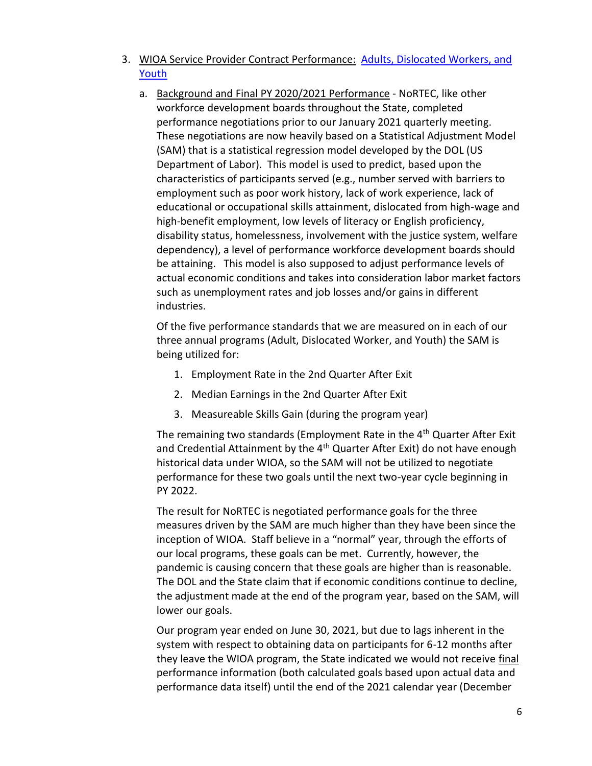3. <u>WIOA Service Provider Contract Performance:</u> [Adults, Dislocated Workers, and Youth]()

   a. <u>Background and Final PY 2020/2021 Performance</u> - NoRTEC, like other workforce development boards throughout the State, completed performance negotiations prior to our January 2021 quarterly meeting. These negotiations are now heavily based on a Statistical Adjustment Model (SAM) that is a statistical regression model developed by the DOL (US Department of Labor). This model is used to predict, based upon the characteristics of participants served (e.g., number served with barriers to employment such as poor work history, lack of work experience, lack of educational or occupational skills attainment, dislocated from high-wage and high-benefit employment, low levels of literacy or English proficiency, disability status, homelessness, involvement with the justice system, welfare dependency), a level of performance workforce development boards should be attaining. This model is also supposed to adjust performance levels of actual economic conditions and takes into consideration labor market factors such as unemployment rates and job losses and/or gains in different industries.

      Of the five performance standards that we are measured on in each of our three annual programs (Adult, Dislocated Worker, and Youth) the SAM is being utilized for:

      1. Employment Rate in the 2nd Quarter After Exit
      2. Median Earnings in the 2nd Quarter After Exit
      3. Measureable Skills Gain (during the program year)

      The remaining two standards (Employment Rate in the 4th Quarter After Exit and Credential Attainment by the 4th Quarter After Exit) do not have enough historical data under WIOA, so the SAM will not be utilized to negotiate performance for these two goals until the next two-year cycle beginning in PY 2022.

      The result for NoRTEC is negotiated performance goals for the three measures driven by the SAM are much higher than they have been since the inception of WIOA. Staff believe in a "normal" year, through the efforts of our local programs, these goals can be met. Currently, however, the pandemic is causing concern that these goals are higher than is reasonable. The DOL and the State claim that if economic conditions continue to decline, the adjustment made at the end of the program year, based on the SAM, will lower our goals.

      Our program year ended on June 30, 2021, but due to lags inherent in the system with respect to obtaining data on participants for 6-12 months after they leave the WIOA program, the State indicated we would not receive <u>final</u> performance information (both calculated goals based upon actual data and performance data itself) until the end of the 2021 calendar year (December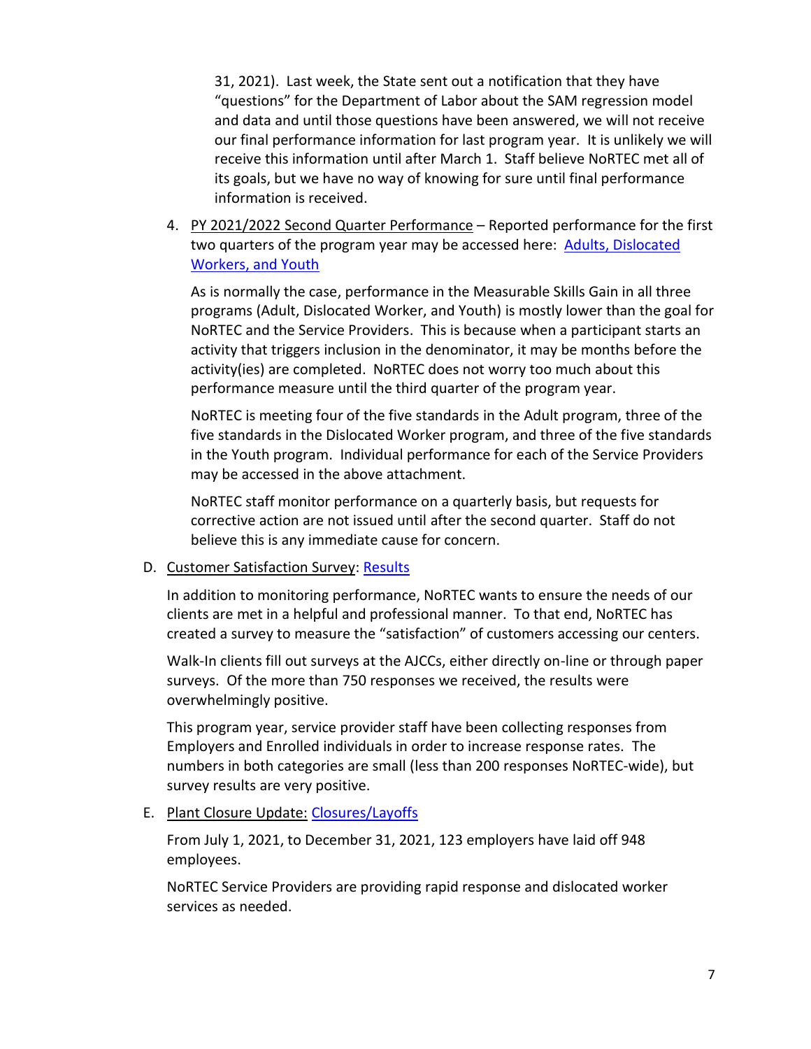31, 2021). Last week, the State sent out a notification that they have "questions" for the Department of Labor about the SAM regression model and data and until those questions have been answered, we will not receive our final performance information for last program year. It is unlikely we will receive this information until after March 1. Staff believe NoRTEC met all of its goals, but we have no way of knowing for sure until final performance information is received.

4. PY 2021/2022 Second Quarter Performance – Reported performance for the first two quarters of the program year may be accessed here: [Adults, Dislocated Workers, and Youth]()

   As is normally the case, performance in the Measurable Skills Gain in all three programs (Adult, Dislocated Worker, and Youth) is mostly lower than the goal for NoRTEC and the Service Providers. This is because when a participant starts an activity that triggers inclusion in the denominator, it may be months before the activity(ies) are completed. NoRTEC does not worry too much about this performance measure until the third quarter of the program year.

   NoRTEC is meeting four of the five standards in the Adult program, three of the five standards in the Dislocated Worker program, and three of the five standards in the Youth program. Individual performance for each of the Service Providers may be accessed in the above attachment.

   NoRTEC staff monitor performance on a quarterly basis, but requests for corrective action are not issued until after the second quarter. Staff do not believe this is any immediate cause for concern.

D. Customer Satisfaction Survey: [Results]()

   In addition to monitoring performance, NoRTEC wants to ensure the needs of our clients are met in a helpful and professional manner. To that end, NoRTEC has created a survey to measure the "satisfaction" of customers accessing our centers.

   Walk-In clients fill out surveys at the AJCCs, either directly on-line or through paper surveys. Of the more than 750 responses we received, the results were overwhelmingly positive.

   This program year, service provider staff have been collecting responses from Employers and Enrolled individuals in order to increase response rates. The numbers in both categories are small (less than 200 responses NoRTEC-wide), but survey results are very positive.

E. Plant Closure Update: [Closures/Layoffs]()

   From July 1, 2021, to December 31, 2021, 123 employers have laid off 948 employees.

   NoRTEC Service Providers are providing rapid response and dislocated worker services as needed.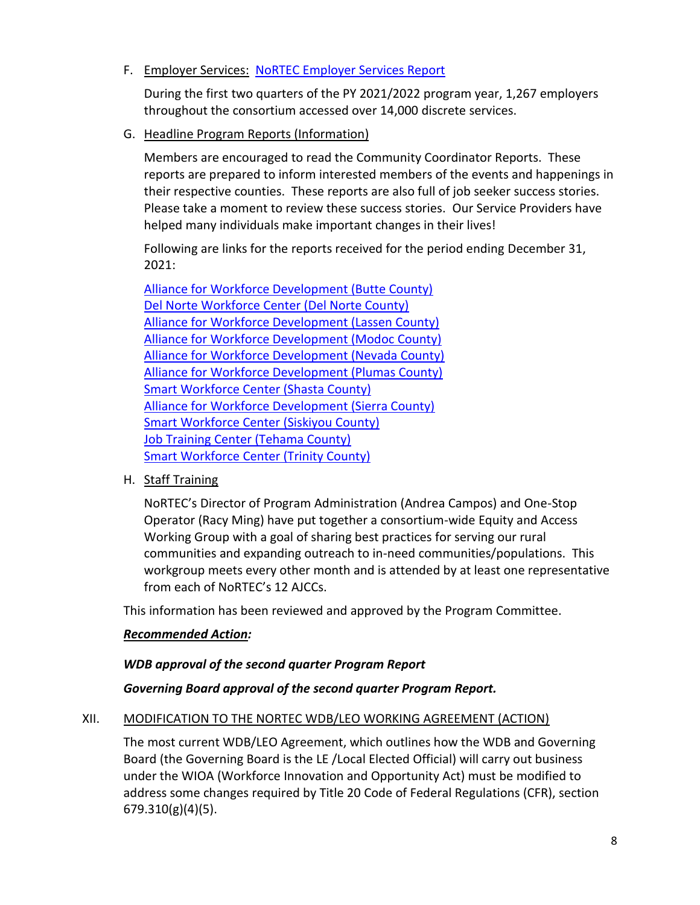F. Employer Services: [NoRTEC Employer Services Report]

During the first two quarters of the PY 2021/2022 program year, 1,267 employers throughout the consortium accessed over 14,000 discrete services.

G. Headline Program Reports (Information)

Members are encouraged to read the Community Coordinator Reports. These reports are prepared to inform interested members of the events and happenings in their respective counties. These reports are also full of job seeker success stories. Please take a moment to review these success stories. Our Service Providers have helped many individuals make important changes in their lives!

Following are links for the reports received for the period ending December 31, 2021:

Alliance for Workforce Development (Butte County)
Del Norte Workforce Center (Del Norte County)
Alliance for Workforce Development (Lassen County)
Alliance for Workforce Development (Modoc County)
Alliance for Workforce Development (Nevada County)
Alliance for Workforce Development (Plumas County)
Smart Workforce Center (Shasta County)
Alliance for Workforce Development (Sierra County)
Smart Workforce Center (Siskiyou County)
Job Training Center (Tehama County)
Smart Workforce Center (Trinity County)

H. Staff Training

NoRTEC's Director of Program Administration (Andrea Campos) and One-Stop Operator (Racy Ming) have put together a consortium-wide Equity and Access Working Group with a goal of sharing best practices for serving our rural communities and expanding outreach to in-need communities/populations. This workgroup meets every other month and is attended by at least one representative from each of NoRTEC's 12 AJCCs.

This information has been reviewed and approved by the Program Committee.

***Recommended Action:***

***WDB approval of the second quarter Program Report***

***Governing Board approval of the second quarter Program Report.***

XII. MODIFICATION TO THE NORTEC WDB/LEO WORKING AGREEMENT (ACTION)

The most current WDB/LEO Agreement, which outlines how the WDB and Governing Board (the Governing Board is the LE /Local Elected Official) will carry out business under the WIOA (Workforce Innovation and Opportunity Act) must be modified to address some changes required by Title 20 Code of Federal Regulations (CFR), section 679.310(g)(4)(5).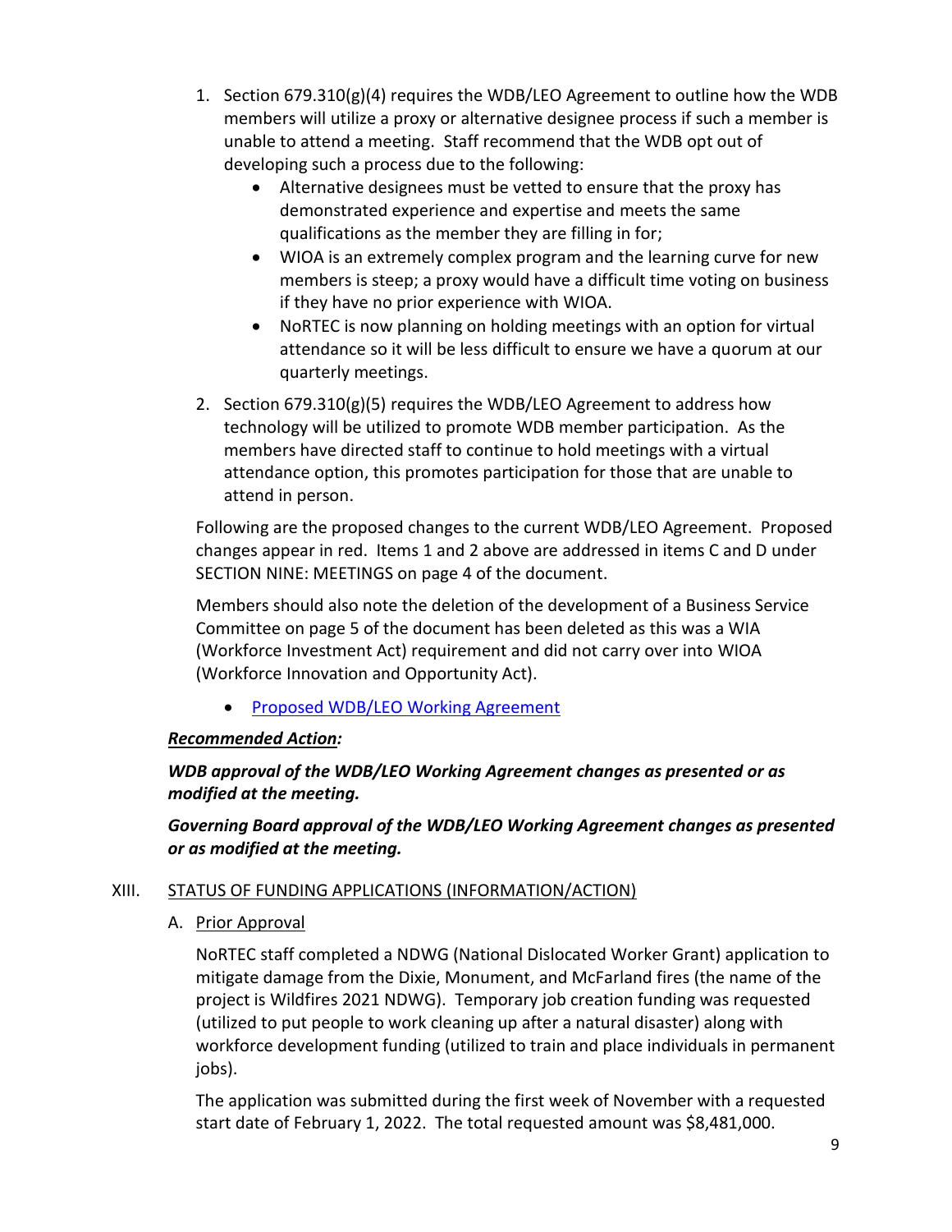1. Section 679.310(g)(4) requires the WDB/LEO Agreement to outline how the WDB members will utilize a proxy or alternative designee process if such a member is unable to attend a meeting. Staff recommend that the WDB opt out of developing such a process due to the following:
    - Alternative designees must be vetted to ensure that the proxy has demonstrated experience and expertise and meets the same qualifications as the member they are filling in for;
    - WIOA is an extremely complex program and the learning curve for new members is steep; a proxy would have a difficult time voting on business if they have no prior experience with WIOA.
    - NoRTEC is now planning on holding meetings with an option for virtual attendance so it will be less difficult to ensure we have a quorum at our quarterly meetings.
2. Section 679.310(g)(5) requires the WDB/LEO Agreement to address how technology will be utilized to promote WDB member participation. As the members have directed staff to continue to hold meetings with a virtual attendance option, this promotes participation for those that are unable to attend in person.

Following are the proposed changes to the current WDB/LEO Agreement. Proposed changes appear in red. Items 1 and 2 above are addressed in items C and D under SECTION NINE: MEETINGS on page 4 of the document.

Members should also note the deletion of the development of a Business Service Committee on page 5 of the document has been deleted as this was a WIA (Workforce Investment Act) requirement and did not carry over into WIOA (Workforce Innovation and Opportunity Act).

- Proposed WDB/LEO Working Agreement

***Recommended Action:***

***WDB approval of the WDB/LEO Working Agreement changes as presented or as modified at the meeting.***

***Governing Board approval of the WDB/LEO Working Agreement changes as presented or as modified at the meeting.***

XIII. STATUS OF FUNDING APPLICATIONS (INFORMATION/ACTION)

A. Prior Approval

NoRTEC staff completed a NDWG (National Dislocated Worker Grant) application to mitigate damage from the Dixie, Monument, and McFarland fires (the name of the project is Wildfires 2021 NDWG). Temporary job creation funding was requested (utilized to put people to work cleaning up after a natural disaster) along with workforce development funding (utilized to train and place individuals in permanent jobs).

The application was submitted during the first week of November with a requested start date of February 1, 2022. The total requested amount was $8,481,000.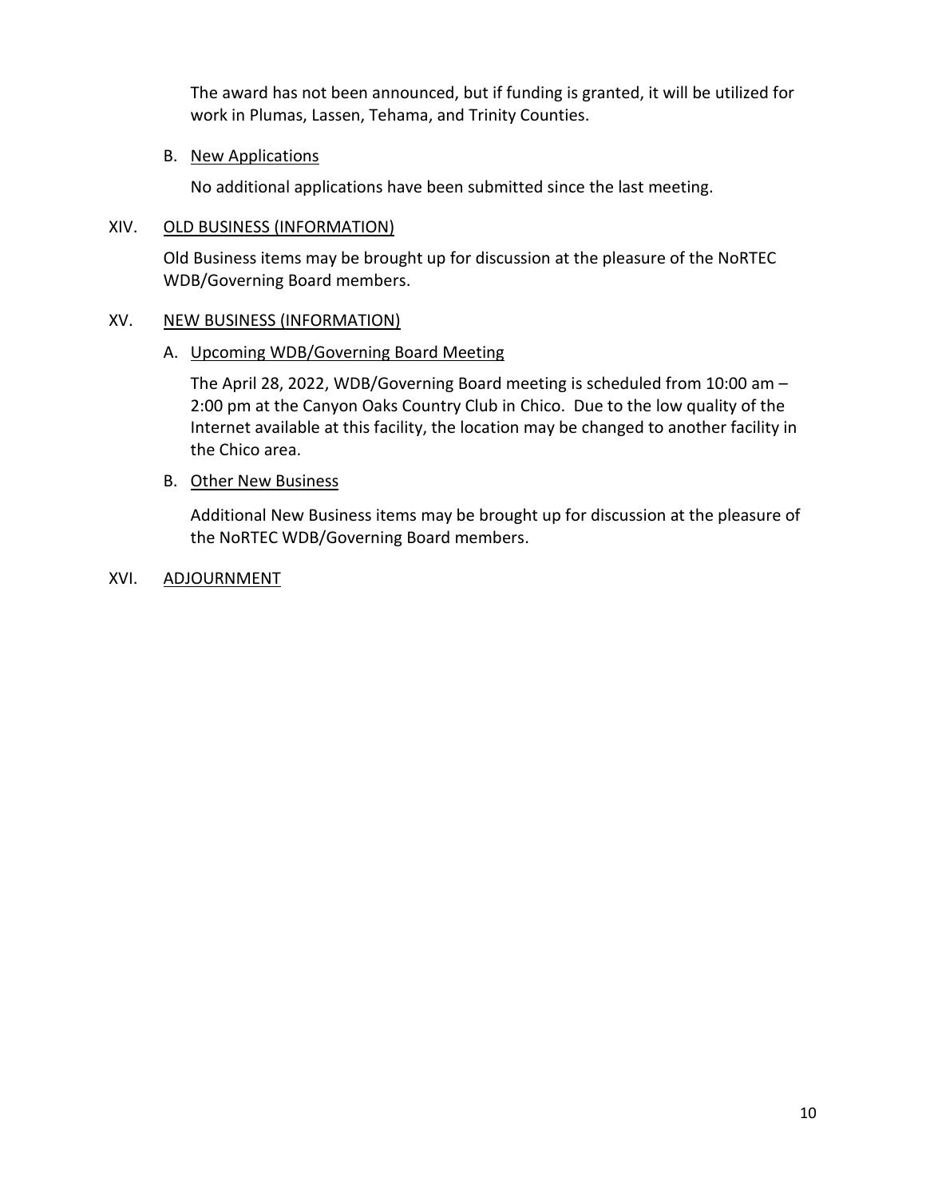The award has not been announced, but if funding is granted, it will be utilized for work in Plumas, Lassen, Tehama, and Trinity Counties.

B. <u>New Applications</u>

No additional applications have been submitted since the last meeting.

XIV. <u>OLD BUSINESS (INFORMATION)</u>

Old Business items may be brought up for discussion at the pleasure of the NoRTEC WDB/Governing Board members.

XV. <u>NEW BUSINESS (INFORMATION)</u>

A. <u>Upcoming WDB/Governing Board Meeting</u>

The April 28, 2022, WDB/Governing Board meeting is scheduled from 10:00 am – 2:00 pm at the Canyon Oaks Country Club in Chico. Due to the low quality of the Internet available at this facility, the location may be changed to another facility in the Chico area.

B. <u>Other New Business</u>

Additional New Business items may be brought up for discussion at the pleasure of the NoRTEC WDB/Governing Board members.

XVI. <u>ADJOURNMENT</u>